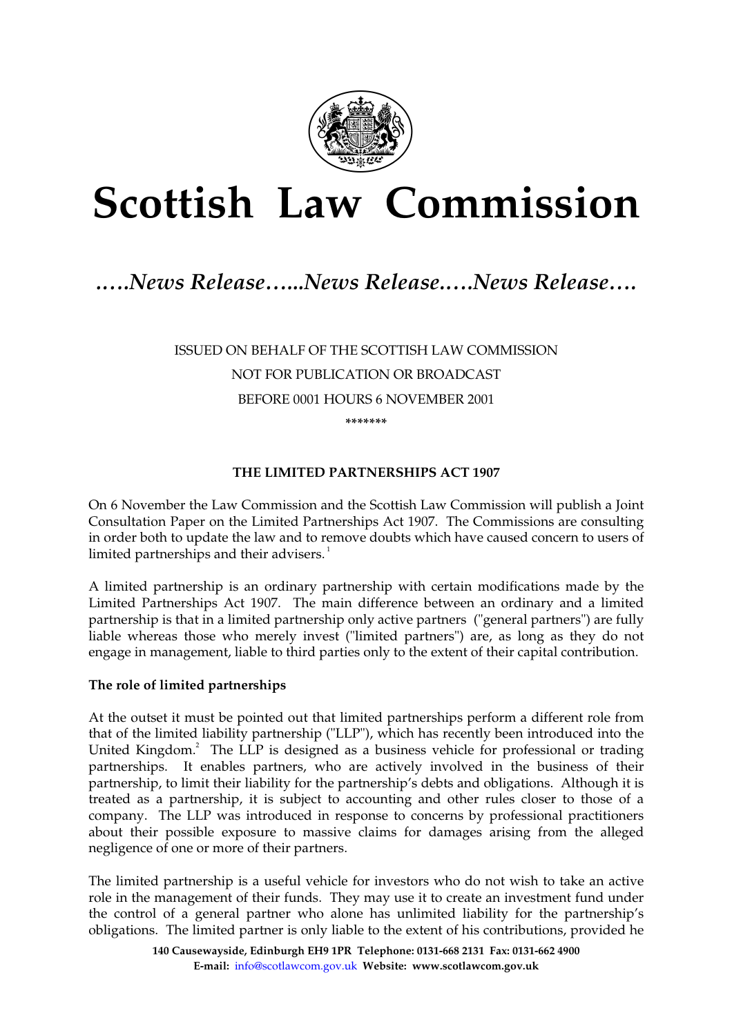# Scottish Law Commission

*…..News Release…...News Release…..News Release….*

ISSUED ON BEHALF OF THE SCOTTISH LAW COMMISSION

NOT FOR PUBLICATION OR BROADCAST

BEFORE 0001 HOURS 6 NOVEMBER 2001

\*\*\*\*\*\*\*

**THE LIMITED PARTNERSHIPS ACT 1907**

On 6 November the Law Commission and the Scottish Law Commission will publish a Joint Consultation Paper on the Limited Partnerships Act 1907. The Commissions are consulting in order both to update the law and to remove doubts which have caused concern to users of limited partnerships and their advisers.[1]

A limited partnership is an ordinary partnership with certain modifications made by the Limited Partnerships Act 1907. The main difference between an ordinary and a limited partnership is that in a limited partnership only active partners ("general partners") are fully liable whereas those who merely invest ("limited partners") are, as long as they do not engage in management, liable to third parties only to the extent of their capital contribution.

**The role of limited partnerships**

At the outset it must be pointed out that limited partnerships perform a different role from that of the limited liability partnership ("LLP"), which has recently been introduced into the United Kingdom.[2] The LLP is designed as a business vehicle for professional or trading partnerships. It enables partners, who are actively involved in the business of their partnership, to limit their liability for the partnership's debts and obligations. Although it is treated as a partnership, it is subject to accounting and other rules closer to those of a company. The LLP was introduced in response to concerns by professional practitioners about their possible exposure to massive claims for damages arising from the alleged negligence of one or more of their partners.

The limited partnership is a useful vehicle for investors who do not wish to take an active role in the management of their funds. They may use it to create an investment fund under the control of a general partner who alone has unlimited liability for the partnership's obligations. The limited partner is only liable to the extent of his contributions, provided he

**140 Causewayside, Edinburgh EH9 1PR Telephone: 0131-668 2131 Fax: 0131-662 4900**
**E-mail:** info@scotlawcom.gov.uk **Website: www.scotlawcom.gov.uk**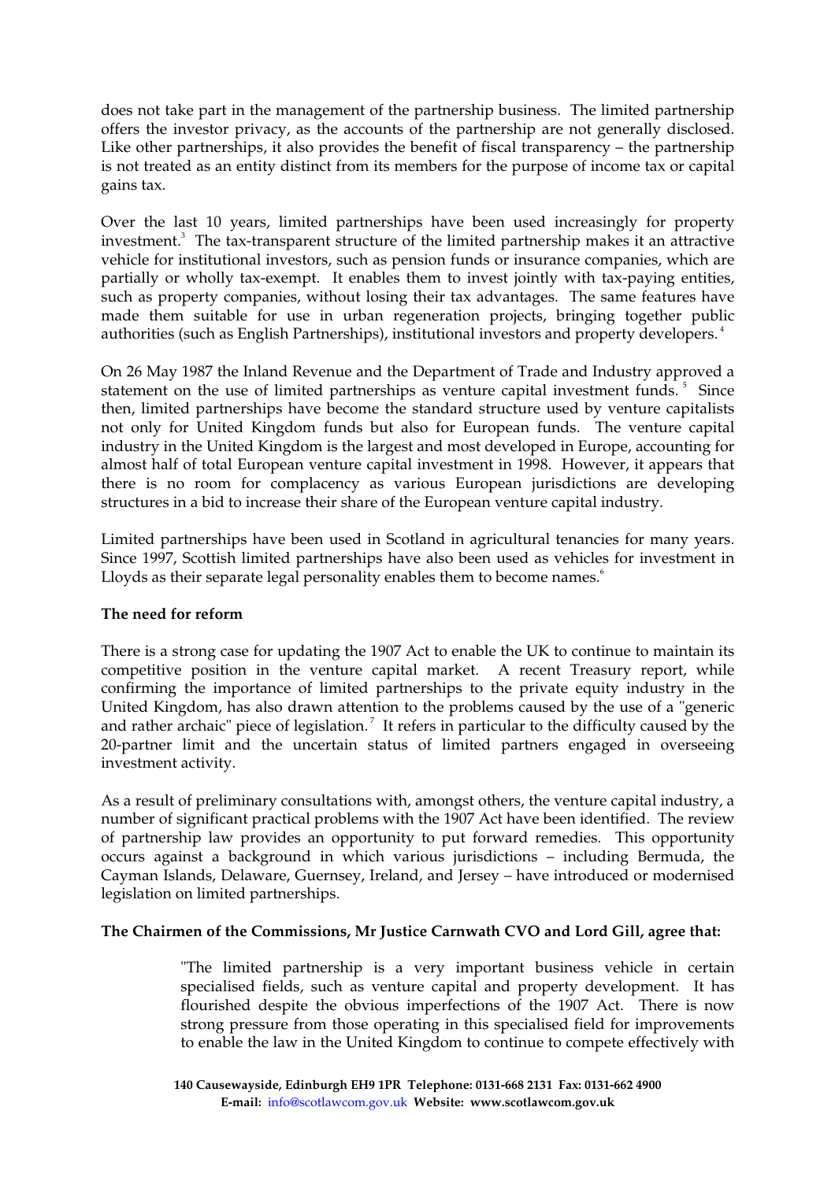does not take part in the management of the partnership business. The limited partnership offers the investor privacy, as the accounts of the partnership are not generally disclosed. Like other partnerships, it also provides the benefit of fiscal transparency – the partnership is not treated as an entity distinct from its members for the purpose of income tax or capital gains tax.

Over the last 10 years, limited partnerships have been used increasingly for property investment.[3] The tax-transparent structure of the limited partnership makes it an attractive vehicle for institutional investors, such as pension funds or insurance companies, which are partially or wholly tax-exempt. It enables them to invest jointly with tax-paying entities, such as property companies, without losing their tax advantages. The same features have made them suitable for use in urban regeneration projects, bringing together public authorities (such as English Partnerships), institutional investors and property developers.[4]

On 26 May 1987 the Inland Revenue and the Department of Trade and Industry approved a statement on the use of limited partnerships as venture capital investment funds.[5] Since then, limited partnerships have become the standard structure used by venture capitalists not only for United Kingdom funds but also for European funds. The venture capital industry in the United Kingdom is the largest and most developed in Europe, accounting for almost half of total European venture capital investment in 1998. However, it appears that there is no room for complacency as various European jurisdictions are developing structures in a bid to increase their share of the European venture capital industry.

Limited partnerships have been used in Scotland in agricultural tenancies for many years. Since 1997, Scottish limited partnerships have also been used as vehicles for investment in Lloyds as their separate legal personality enables them to become names.[6]

**The need for reform**

There is a strong case for updating the 1907 Act to enable the UK to continue to maintain its competitive position in the venture capital market. A recent Treasury report, while confirming the importance of limited partnerships to the private equity industry in the United Kingdom, has also drawn attention to the problems caused by the use of a "generic and rather archaic" piece of legislation.[7] It refers in particular to the difficulty caused by the 20-partner limit and the uncertain status of limited partners engaged in overseeing investment activity.

As a result of preliminary consultations with, amongst others, the venture capital industry, a number of significant practical problems with the 1907 Act have been identified. The review of partnership law provides an opportunity to put forward remedies. This opportunity occurs against a background in which various jurisdictions – including Bermuda, the Cayman Islands, Delaware, Guernsey, Ireland, and Jersey – have introduced or modernised legislation on limited partnerships.

**The Chairmen of the Commissions, Mr Justice Carnwath CVO and Lord Gill, agree that:**

> "The limited partnership is a very important business vehicle in certain specialised fields, such as venture capital and property development. It has flourished despite the obvious imperfections of the 1907 Act. There is now strong pressure from those operating in this specialised field for improvements to enable the law in the United Kingdom to continue to compete effectively with

140 Causewayside, Edinburgh EH9 1PR Telephone: 0131-668 2131 Fax: 0131-662 4900
E-mail: info@scotlawcom.gov.uk Website: www.scotlawcom.gov.uk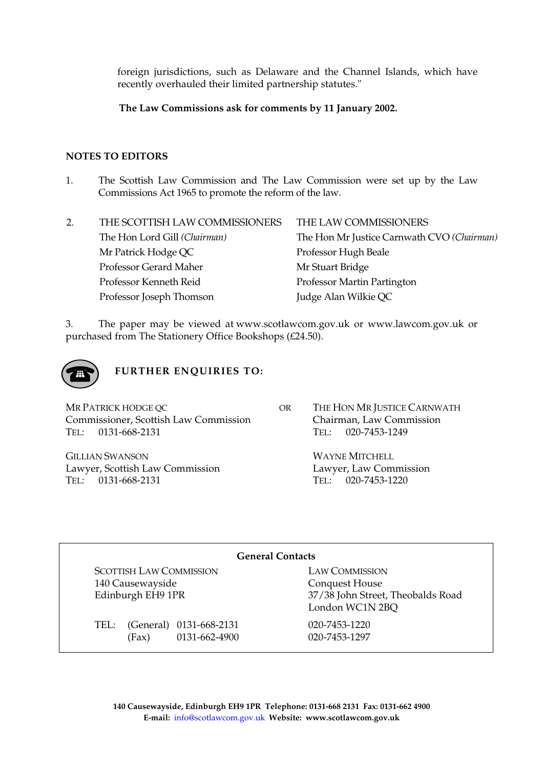foreign jurisdictions, such as Delaware and the Channel Islands, which have recently overhauled their limited partnership statutes."

**The Law Commissions ask for comments by 11 January 2002.**

**NOTES TO EDITORS**

1. The Scottish Law Commission and The Law Commission were set up by the Law Commissions Act 1965 to promote the reform of the law.

2.

| THE SCOTTISH LAW COMMISSIONERS | THE LAW COMMISSIONERS |
|---|---|
| The Hon Lord Gill *(Chairman)* | The Hon Mr Justice Carnwath CVO *(Chairman)* |
| Mr Patrick Hodge QC | Professor Hugh Beale |
| Professor Gerard Maher | Mr Stuart Bridge |
| Professor Kenneth Reid | Professor Martin Partington |
| Professor Joseph Thomson | Judge Alan Wilkie QC |

3. The paper may be viewed at www.scotlawcom.gov.uk or www.lawcom.gov.uk or purchased from The Stationery Office Bookshops (£24.50).

**FURTHER ENQUIRIES TO:**

MR PATRICK HODGE QC
Commissioner, Scottish Law Commission
TEL: 0131-668-2131

GILLIAN SWANSON
Lawyer, Scottish Law Commission
TEL: 0131-668-2131

OR

THE HON MR JUSTICE CARNWATH
Chairman, Law Commission
TEL: 020-7453-1249

WAYNE MITCHELL
Lawyer, Law Commission
TEL: 020-7453-1220

**General Contacts**

| SCOTTISH LAW COMMISSION | | | LAW COMMISSION |
|---|---|---|---|
| 140 Causewayside<br>Edinburgh EH9 1PR | | | Conquest House<br>37/38 John Street, Theobalds Road<br>London WC1N 2BQ |
| TEL: | (General) | 0131-668-2131 | 020-7453-1220 |
| | (Fax) | 0131-662-4900 | 020-7453-1297 |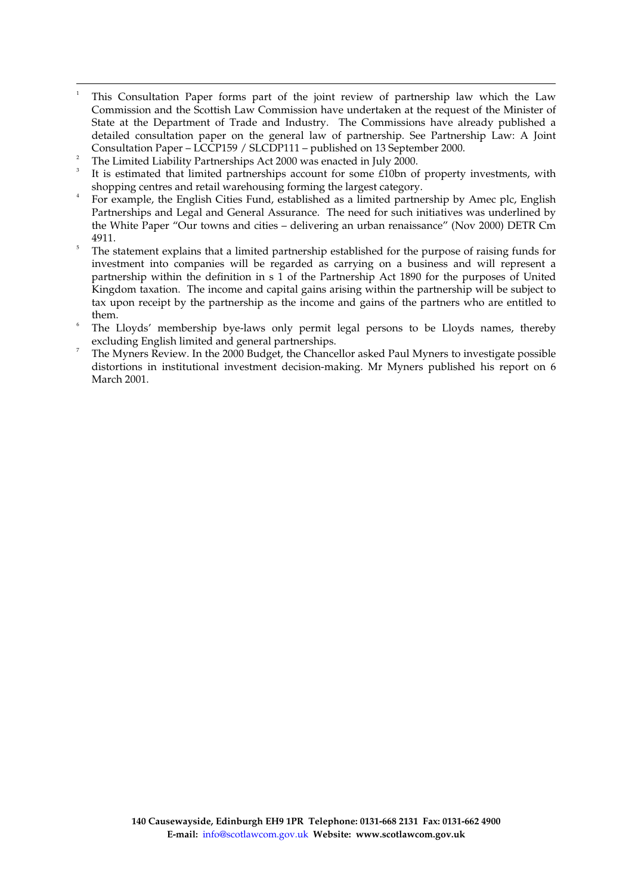[1] This Consultation Paper forms part of the joint review of partnership law which the Law Commission and the Scottish Law Commission have undertaken at the request of the Minister of State at the Department of Trade and Industry. The Commissions have already published a detailed consultation paper on the general law of partnership. See Partnership Law: A Joint Consultation Paper – LCCP159 / SLCDP111 – published on 13 September 2000.

[2] The Limited Liability Partnerships Act 2000 was enacted in July 2000.

[3] It is estimated that limited partnerships account for some £10bn of property investments, with shopping centres and retail warehousing forming the largest category.

[4] For example, the English Cities Fund, established as a limited partnership by Amec plc, English Partnerships and Legal and General Assurance. The need for such initiatives was underlined by the White Paper "Our towns and cities – delivering an urban renaissance" (Nov 2000) DETR Cm 4911.

[5] The statement explains that a limited partnership established for the purpose of raising funds for investment into companies will be regarded as carrying on a business and will represent a partnership within the definition in s 1 of the Partnership Act 1890 for the purposes of United Kingdom taxation. The income and capital gains arising within the partnership will be subject to tax upon receipt by the partnership as the income and gains of the partners who are entitled to them.

[6] The Lloyds' membership bye-laws only permit legal persons to be Lloyds names, thereby excluding English limited and general partnerships.

[7] The Myners Review. In the 2000 Budget, the Chancellor asked Paul Myners to investigate possible distortions in institutional investment decision-making. Mr Myners published his report on 6 March 2001.

**140 Causewayside, Edinburgh EH9 1PR Telephone: 0131-668 2131 Fax: 0131-662 4900**
**E-mail:** info@scotlawcom.gov.uk **Website: www.scotlawcom.gov.uk**